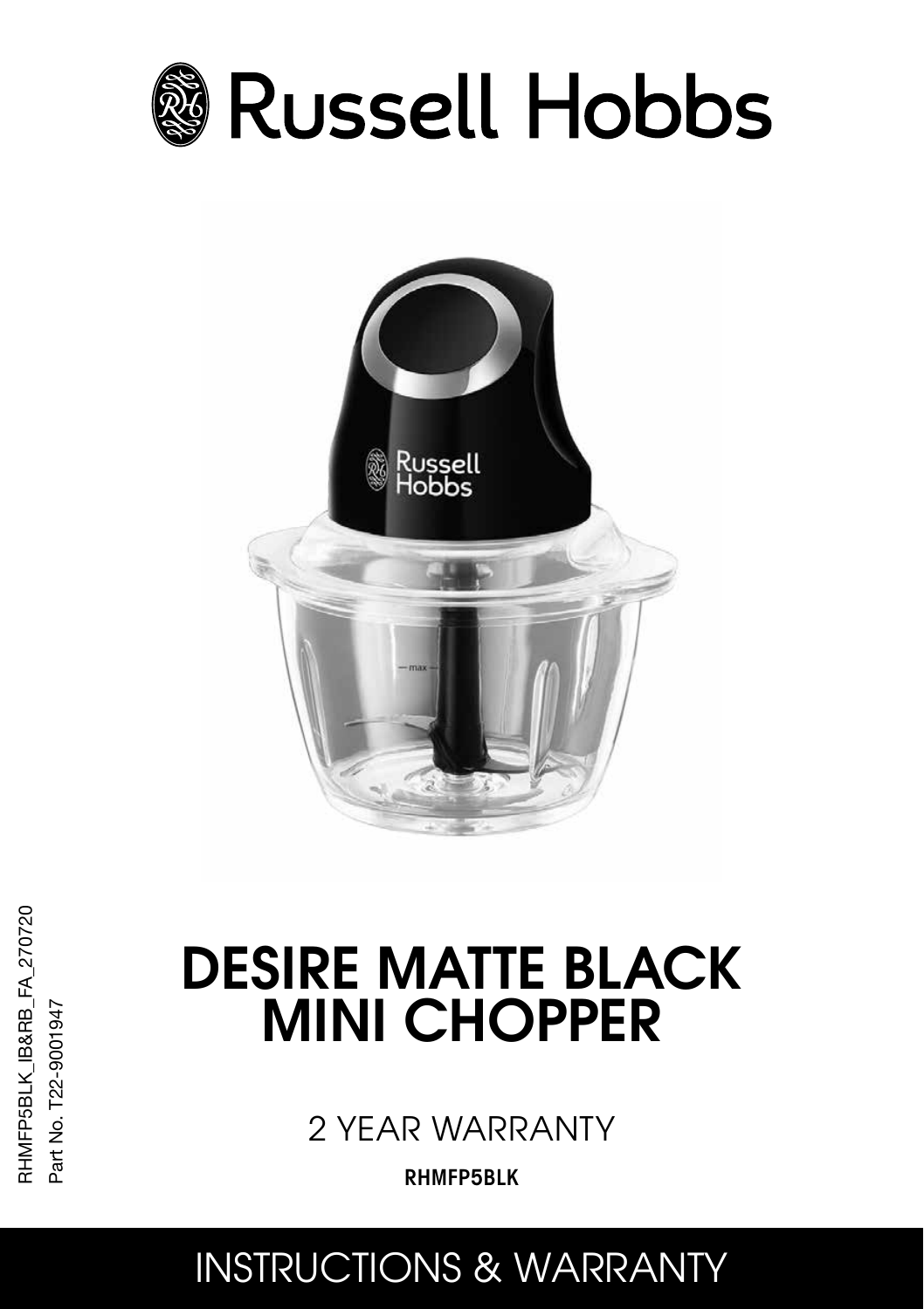# Russell Hobbs

# DESIRE MATTE BLACK MINI CHOPPER

2 YEAR WARRANTY

**RHMFP5BLK**

RHMFP5BLK_IB&RB_FA_270720
Part No. T22-9001947

## INSTRUCTIONS & WARRANTY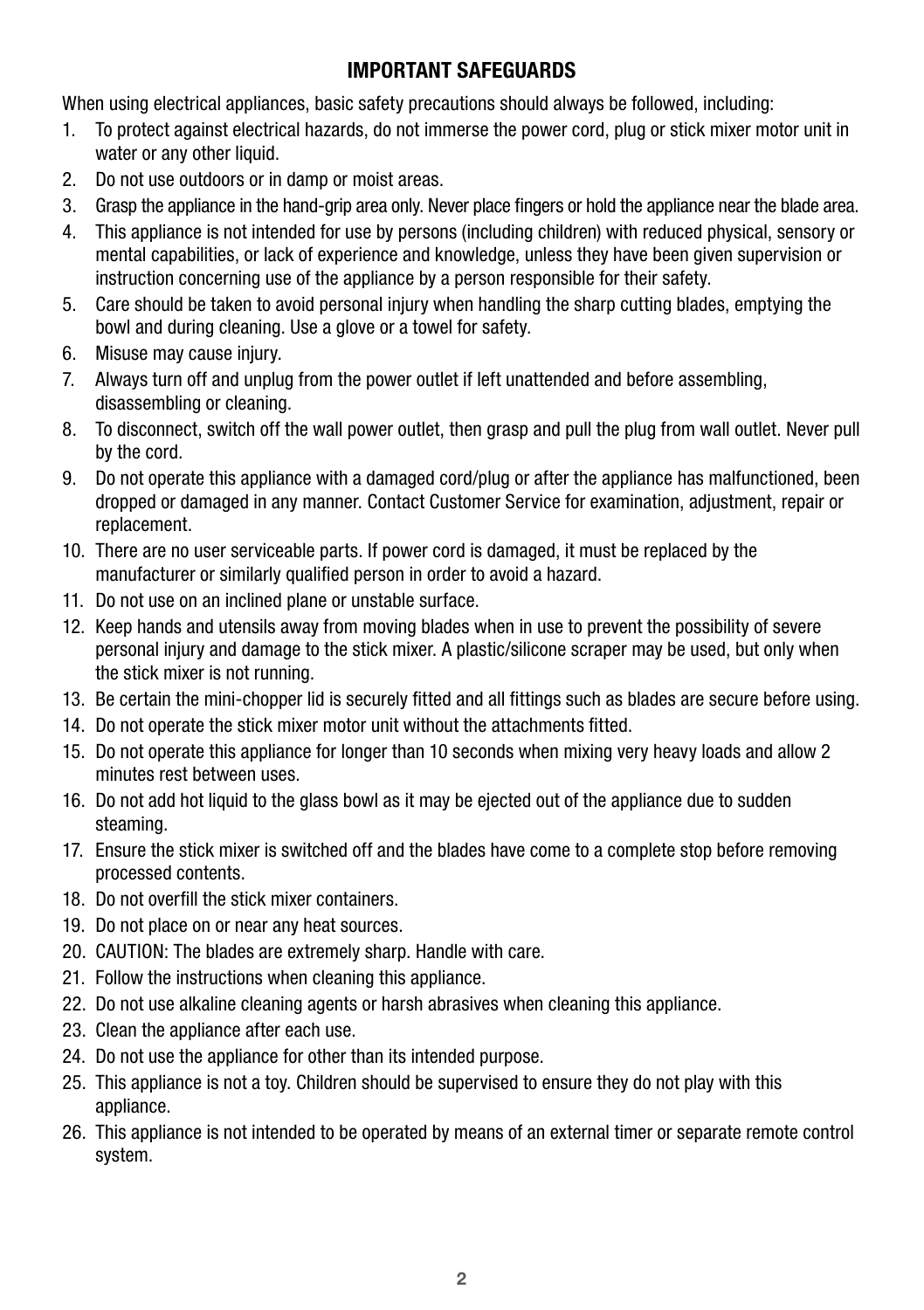## IMPORTANT SAFEGUARDS

When using electrical appliances, basic safety precautions should always be followed, including:

1. To protect against electrical hazards, do not immerse the power cord, plug or stick mixer motor unit in water or any other liquid.
2. Do not use outdoors or in damp or moist areas.
3. Grasp the appliance in the hand-grip area only. Never place fingers or hold the appliance near the blade area.
4. This appliance is not intended for use by persons (including children) with reduced physical, sensory or mental capabilities, or lack of experience and knowledge, unless they have been given supervision or instruction concerning use of the appliance by a person responsible for their safety.
5. Care should be taken to avoid personal injury when handling the sharp cutting blades, emptying the bowl and during cleaning. Use a glove or a towel for safety.
6. Misuse may cause injury.
7. Always turn off and unplug from the power outlet if left unattended and before assembling, disassembling or cleaning.
8. To disconnect, switch off the wall power outlet, then grasp and pull the plug from wall outlet. Never pull by the cord.
9. Do not operate this appliance with a damaged cord/plug or after the appliance has malfunctioned, been dropped or damaged in any manner. Contact Customer Service for examination, adjustment, repair or replacement.
10. There are no user serviceable parts. If power cord is damaged, it must be replaced by the manufacturer or similarly qualified person in order to avoid a hazard.
11. Do not use on an inclined plane or unstable surface.
12. Keep hands and utensils away from moving blades when in use to prevent the possibility of severe personal injury and damage to the stick mixer. A plastic/silicone scraper may be used, but only when the stick mixer is not running.
13. Be certain the mini-chopper lid is securely fitted and all fittings such as blades are secure before using.
14. Do not operate the stick mixer motor unit without the attachments fitted.
15. Do not operate this appliance for longer than 10 seconds when mixing very heavy loads and allow 2 minutes rest between uses.
16. Do not add hot liquid to the glass bowl as it may be ejected out of the appliance due to sudden steaming.
17. Ensure the stick mixer is switched off and the blades have come to a complete stop before removing processed contents.
18. Do not overfill the stick mixer containers.
19. Do not place on or near any heat sources.
20. CAUTION: The blades are extremely sharp. Handle with care.
21. Follow the instructions when cleaning this appliance.
22. Do not use alkaline cleaning agents or harsh abrasives when cleaning this appliance.
23. Clean the appliance after each use.
24. Do not use the appliance for other than its intended purpose.
25. This appliance is not a toy. Children should be supervised to ensure they do not play with this appliance.
26. This appliance is not intended to be operated by means of an external timer or separate remote control system.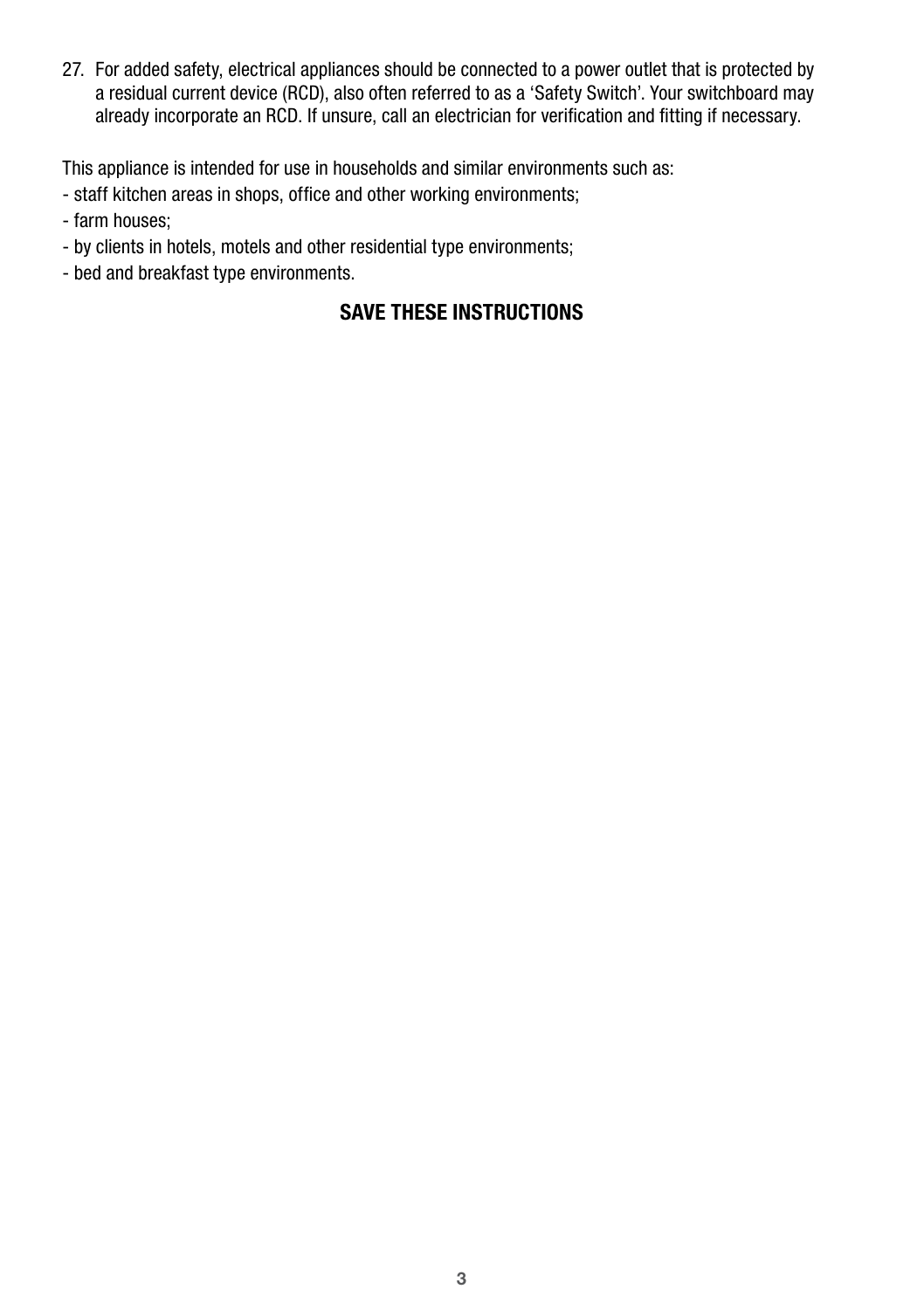27. For added safety, electrical appliances should be connected to a power outlet that is protected by a residual current device (RCD), also often referred to as a 'Safety Switch'. Your switchboard may already incorporate an RCD. If unsure, call an electrician for verification and fitting if necessary.

This appliance is intended for use in households and similar environments such as:

- staff kitchen areas in shops, office and other working environments;
- farm houses;
- by clients in hotels, motels and other residential type environments;
- bed and breakfast type environments.

**SAVE THESE INSTRUCTIONS**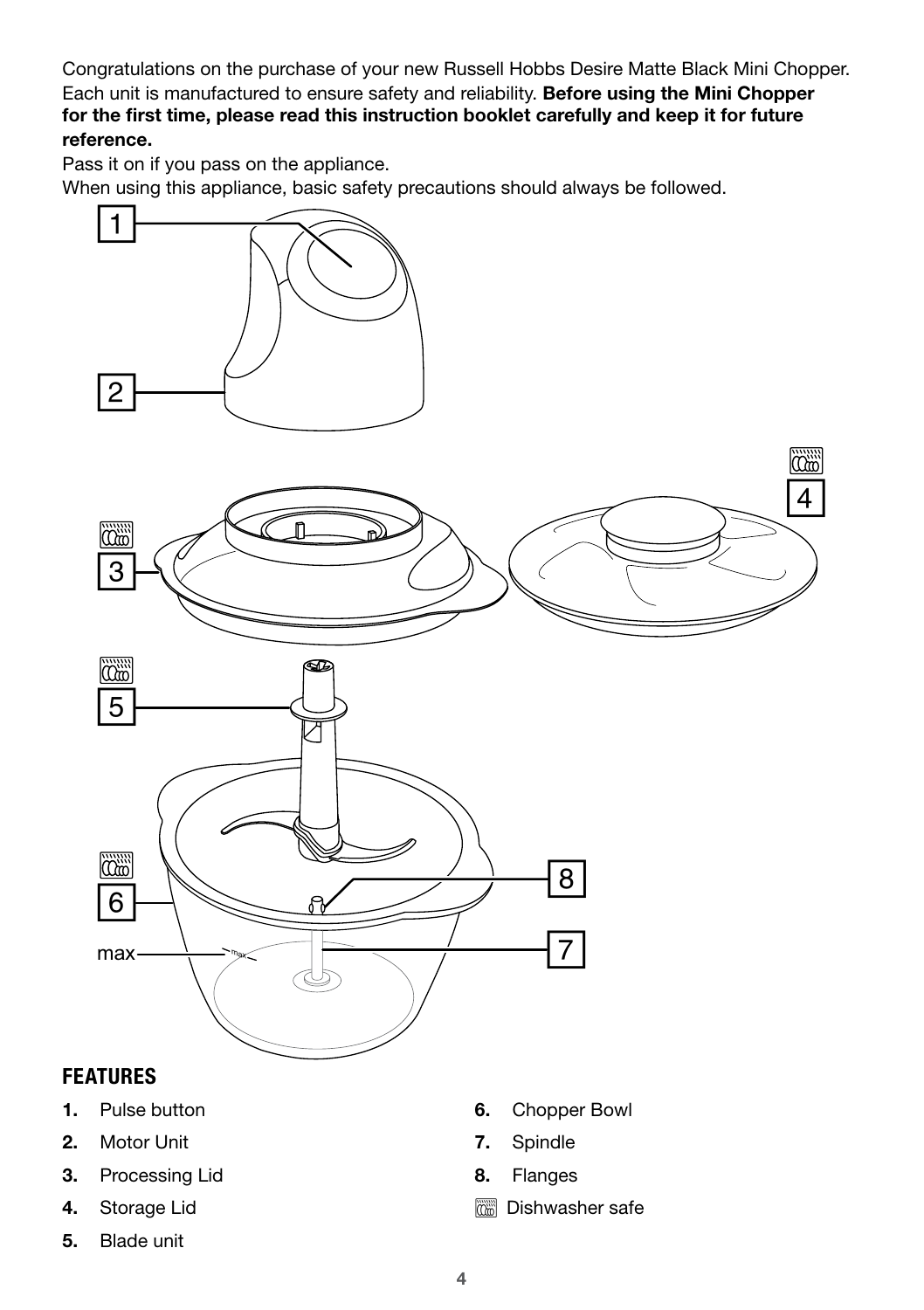Congratulations on the purchase of your new Russell Hobbs Desire Matte Black Mini Chopper. Each unit is manufactured to ensure safety and reliability. **Before using the Mini Chopper for the first time, please read this instruction booklet carefully and keep it for future reference.**

Pass it on if you pass on the appliance.

When using this appliance, basic safety precautions should always be followed.

## FEATURES

1. Pulse button
2. Motor Unit
3. Processing Lid
4. Storage Lid
5. Blade unit
6. Chopper Bowl
7. Spindle
8. Flanges

Dishwasher safe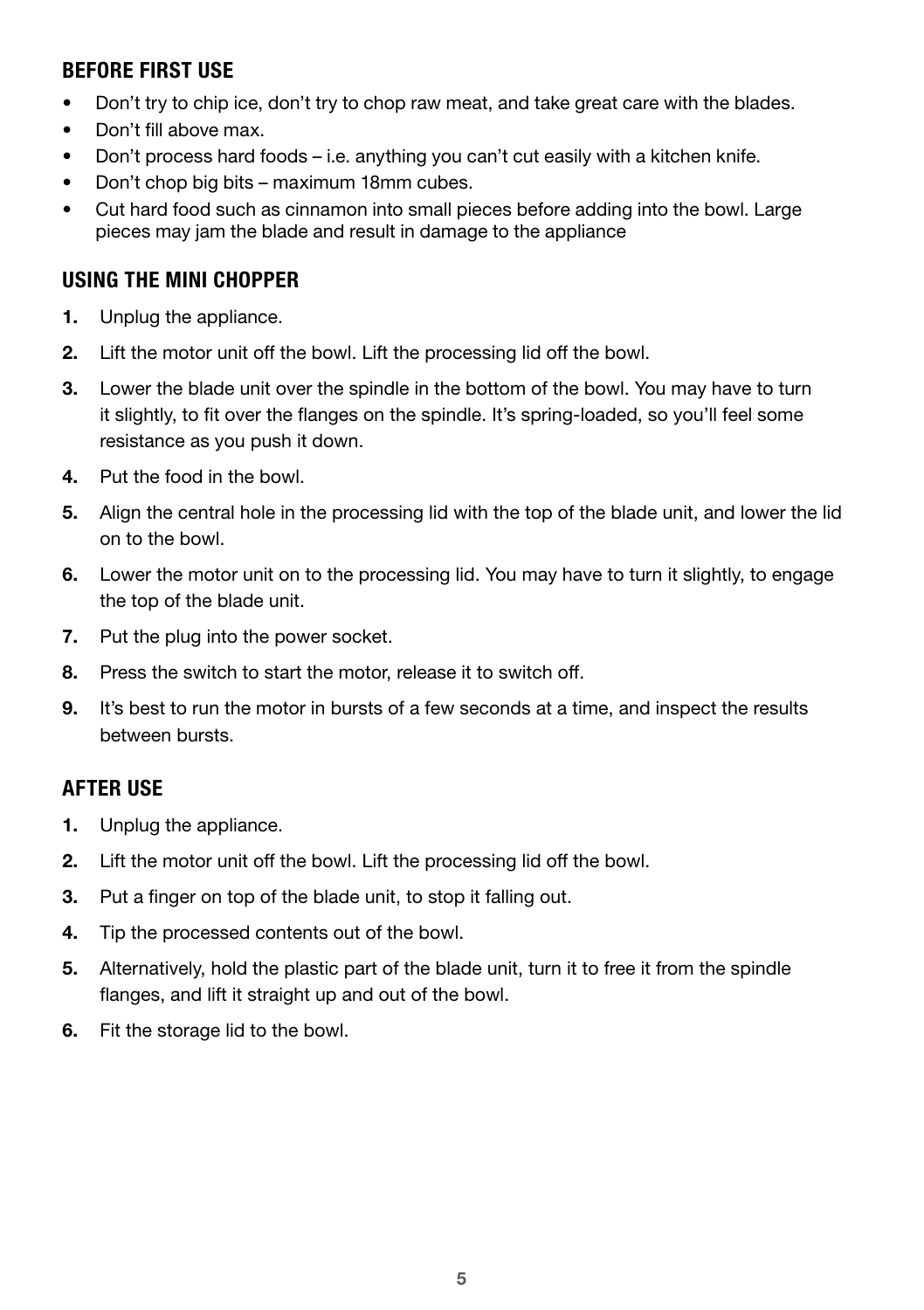## BEFORE FIRST USE

- Don't try to chip ice, don't try to chop raw meat, and take great care with the blades.
- Don't fill above max.
- Don't process hard foods – i.e. anything you can't cut easily with a kitchen knife.
- Don't chop big bits – maximum 18mm cubes.
- Cut hard food such as cinnamon into small pieces before adding into the bowl. Large pieces may jam the blade and result in damage to the appliance

## USING THE MINI CHOPPER

1. Unplug the appliance.
2. Lift the motor unit off the bowl. Lift the processing lid off the bowl.
3. Lower the blade unit over the spindle in the bottom of the bowl. You may have to turn it slightly, to fit over the flanges on the spindle. It's spring-loaded, so you'll feel some resistance as you push it down.
4. Put the food in the bowl.
5. Align the central hole in the processing lid with the top of the blade unit, and lower the lid on to the bowl.
6. Lower the motor unit on to the processing lid. You may have to turn it slightly, to engage the top of the blade unit.
7. Put the plug into the power socket.
8. Press the switch to start the motor, release it to switch off.
9. It's best to run the motor in bursts of a few seconds at a time, and inspect the results between bursts.

## AFTER USE

1. Unplug the appliance.
2. Lift the motor unit off the bowl. Lift the processing lid off the bowl.
3. Put a finger on top of the blade unit, to stop it falling out.
4. Tip the processed contents out of the bowl.
5. Alternatively, hold the plastic part of the blade unit, turn it to free it from the spindle flanges, and lift it straight up and out of the bowl.
6. Fit the storage lid to the bowl.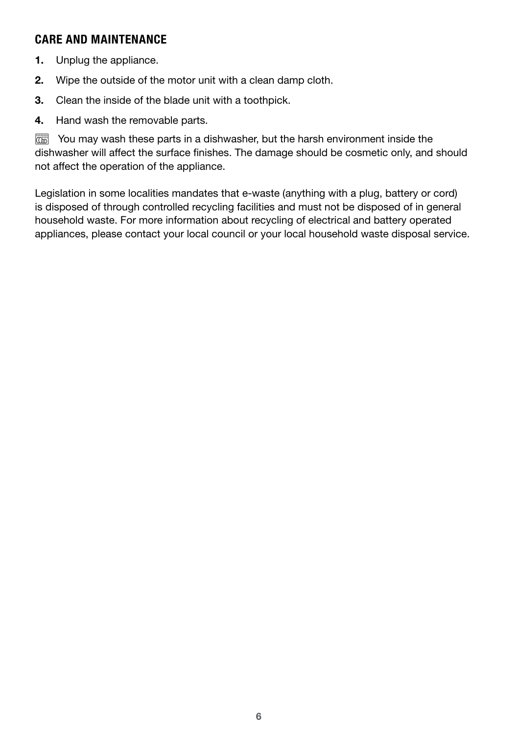## CARE AND MAINTENANCE

1. Unplug the appliance.
2. Wipe the outside of the motor unit with a clean damp cloth.
3. Clean the inside of the blade unit with a toothpick.
4. Hand wash the removable parts.

You may wash these parts in a dishwasher, but the harsh environment inside the dishwasher will affect the surface finishes. The damage should be cosmetic only, and should not affect the operation of the appliance.

Legislation in some localities mandates that e-waste (anything with a plug, battery or cord) is disposed of through controlled recycling facilities and must not be disposed of in general household waste. For more information about recycling of electrical and battery operated appliances, please contact your local council or your local household waste disposal service.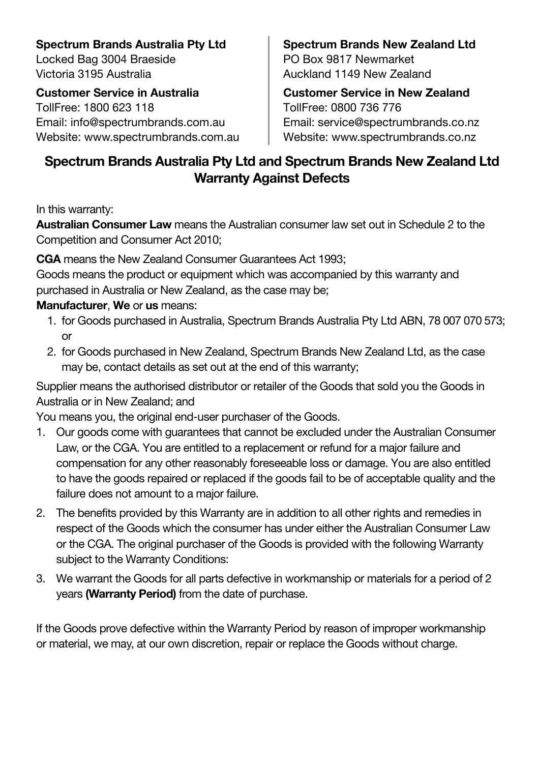**Spectrum Brands Australia Pty Ltd**
Locked Bag 3004 Braeside
Victoria 3195 Australia

**Customer Service in Australia**
TollFree: 1800 623 118
Email: info@spectrumbrands.com.au
Website: www.spectrumbrands.com.au

**Spectrum Brands New Zealand Ltd**
PO Box 9817 Newmarket
Auckland 1149 New Zealand

**Customer Service in New Zealand**
TollFree: 0800 736 776
Email: service@spectrumbrands.co.nz
Website: www.spectrumbrands.co.nz

## Spectrum Brands Australia Pty Ltd and Spectrum Brands New Zealand Ltd Warranty Against Defects

In this warranty:

**Australian Consumer Law** means the Australian consumer law set out in Schedule 2 to the Competition and Consumer Act 2010;

**CGA** means the New Zealand Consumer Guarantees Act 1993;

Goods means the product or equipment which was accompanied by this warranty and purchased in Australia or New Zealand, as the case may be;

**Manufacturer**, **We** or **us** means:

1. for Goods purchased in Australia, Spectrum Brands Australia Pty Ltd ABN, 78 007 070 573; or
2. for Goods purchased in New Zealand, Spectrum Brands New Zealand Ltd, as the case may be, contact details as set out at the end of this warranty;

Supplier means the authorised distributor or retailer of the Goods that sold you the Goods in Australia or in New Zealand; and

You means you, the original end-user purchaser of the Goods.

1. Our goods come with guarantees that cannot be excluded under the Australian Consumer Law, or the CGA. You are entitled to a replacement or refund for a major failure and compensation for any other reasonably foreseeable loss or damage. You are also entitled to have the goods repaired or replaced if the goods fail to be of acceptable quality and the failure does not amount to a major failure.
2. The benefits provided by this Warranty are in addition to all other rights and remedies in respect of the Goods which the consumer has under either the Australian Consumer Law or the CGA. The original purchaser of the Goods is provided with the following Warranty subject to the Warranty Conditions:
3. We warrant the Goods for all parts defective in workmanship or materials for a period of 2 years **(Warranty Period)** from the date of purchase.

If the Goods prove defective within the Warranty Period by reason of improper workmanship or material, we may, at our own discretion, repair or replace the Goods without charge.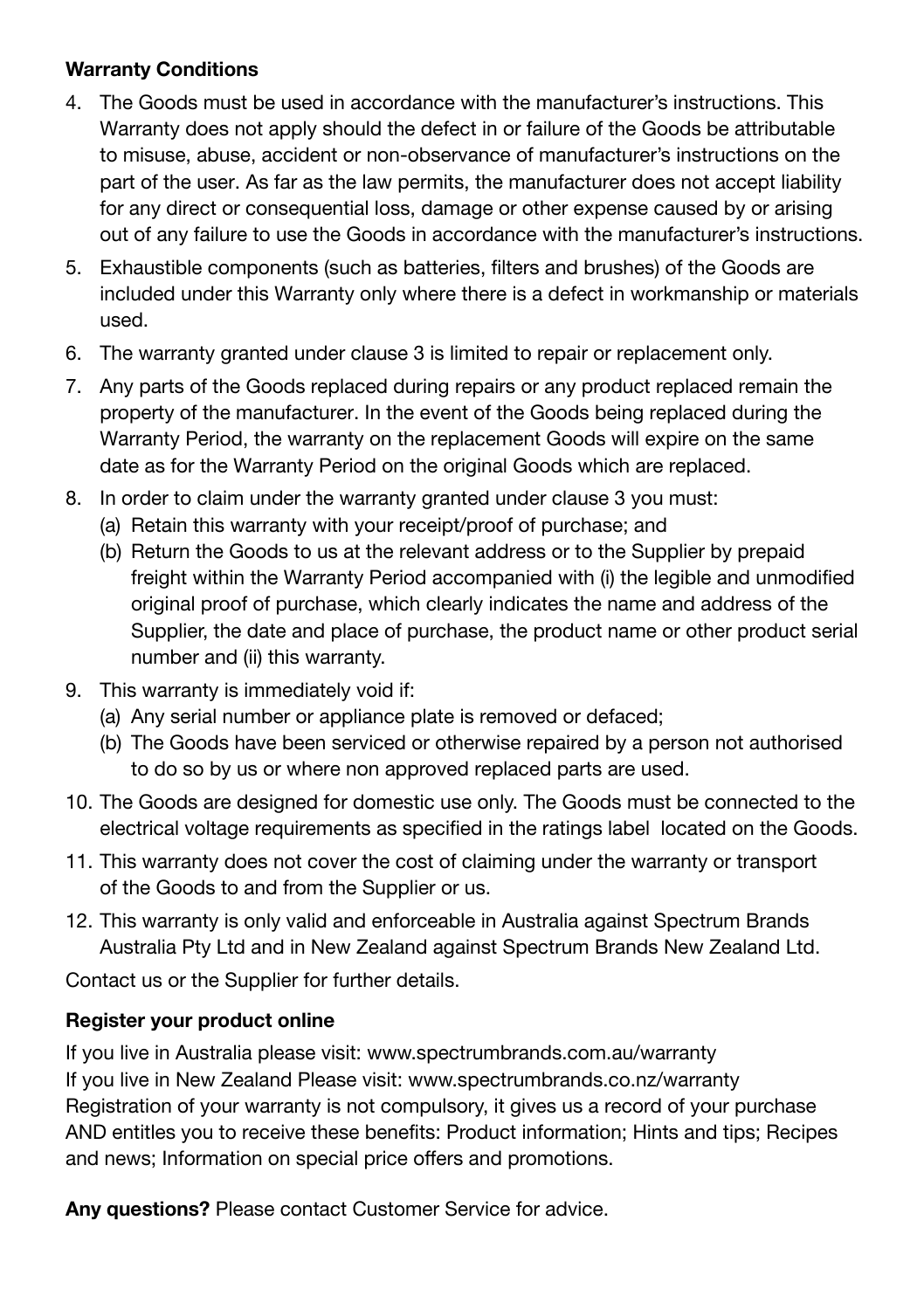**Warranty Conditions**

4. The Goods must be used in accordance with the manufacturer's instructions. This Warranty does not apply should the defect in or failure of the Goods be attributable to misuse, abuse, accident or non-observance of manufacturer's instructions on the part of the user. As far as the law permits, the manufacturer does not accept liability for any direct or consequential loss, damage or other expense caused by or arising out of any failure to use the Goods in accordance with the manufacturer's instructions.
5. Exhaustible components (such as batteries, filters and brushes) of the Goods are included under this Warranty only where there is a defect in workmanship or materials used.
6. The warranty granted under clause 3 is limited to repair or replacement only.
7. Any parts of the Goods replaced during repairs or any product replaced remain the property of the manufacturer. In the event of the Goods being replaced during the Warranty Period, the warranty on the replacement Goods will expire on the same date as for the Warranty Period on the original Goods which are replaced.
8. In order to claim under the warranty granted under clause 3 you must:
   (a) Retain this warranty with your receipt/proof of purchase; and
   (b) Return the Goods to us at the relevant address or to the Supplier by prepaid freight within the Warranty Period accompanied with (i) the legible and unmodified original proof of purchase, which clearly indicates the name and address of the Supplier, the date and place of purchase, the product name or other product serial number and (ii) this warranty.
9. This warranty is immediately void if:
   (a) Any serial number or appliance plate is removed or defaced;
   (b) The Goods have been serviced or otherwise repaired by a person not authorised to do so by us or where non approved replaced parts are used.
10. The Goods are designed for domestic use only. The Goods must be connected to the electrical voltage requirements as specified in the ratings label located on the Goods.
11. This warranty does not cover the cost of claiming under the warranty or transport of the Goods to and from the Supplier or us.
12. This warranty is only valid and enforceable in Australia against Spectrum Brands Australia Pty Ltd and in New Zealand against Spectrum Brands New Zealand Ltd.

Contact us or the Supplier for further details.

**Register your product online**

If you live in Australia please visit: www.spectrumbrands.com.au/warranty
If you live in New Zealand Please visit: www.spectrumbrands.co.nz/warranty
Registration of your warranty is not compulsory, it gives us a record of your purchase AND entitles you to receive these benefits: Product information; Hints and tips; Recipes and news; Information on special price offers and promotions.

**Any questions?** Please contact Customer Service for advice.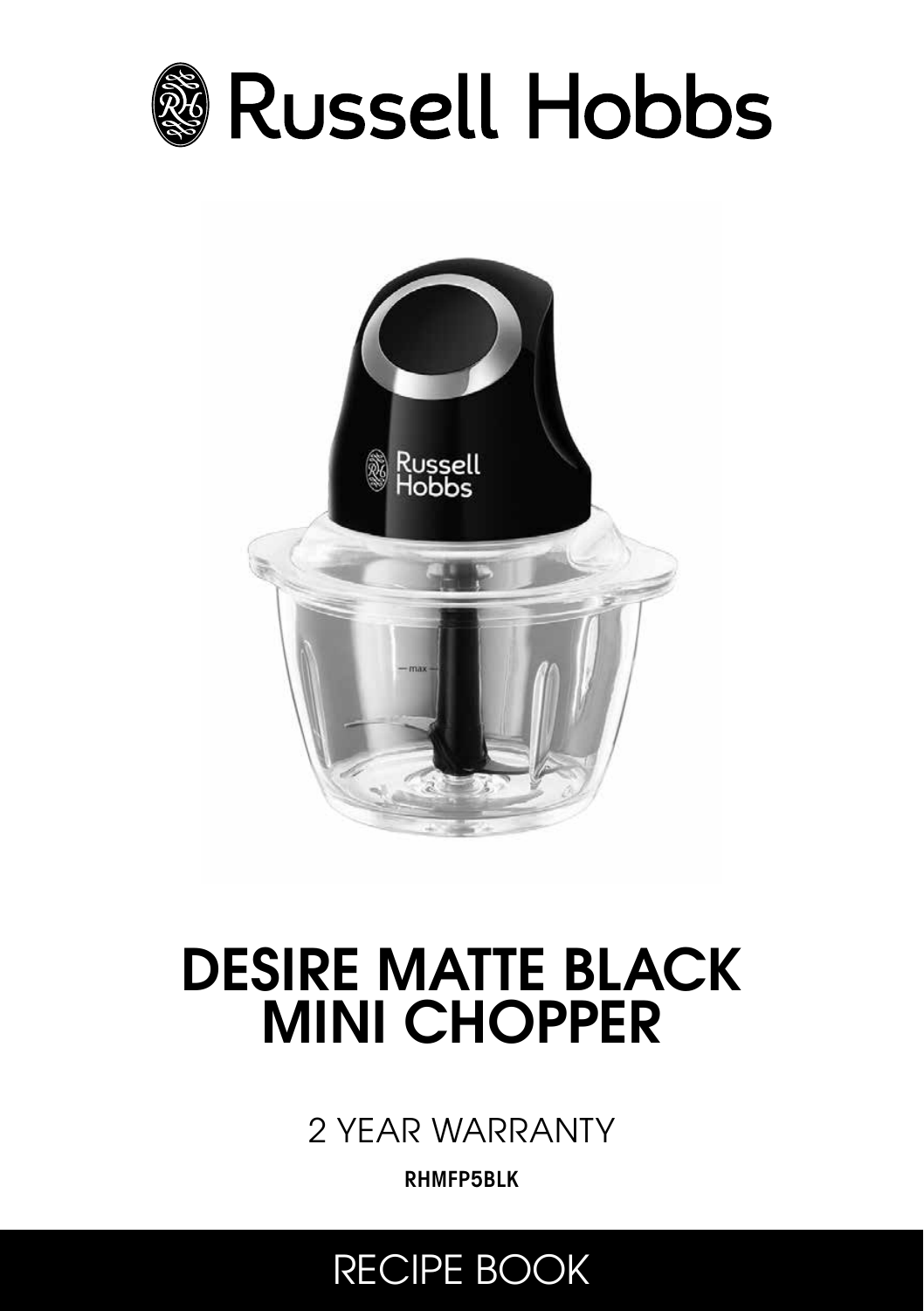# Russell Hobbs

# DESIRE MATTE BLACK MINI CHOPPER

2 YEAR WARRANTY

**RHMFP5BLK**

RECIPE BOOK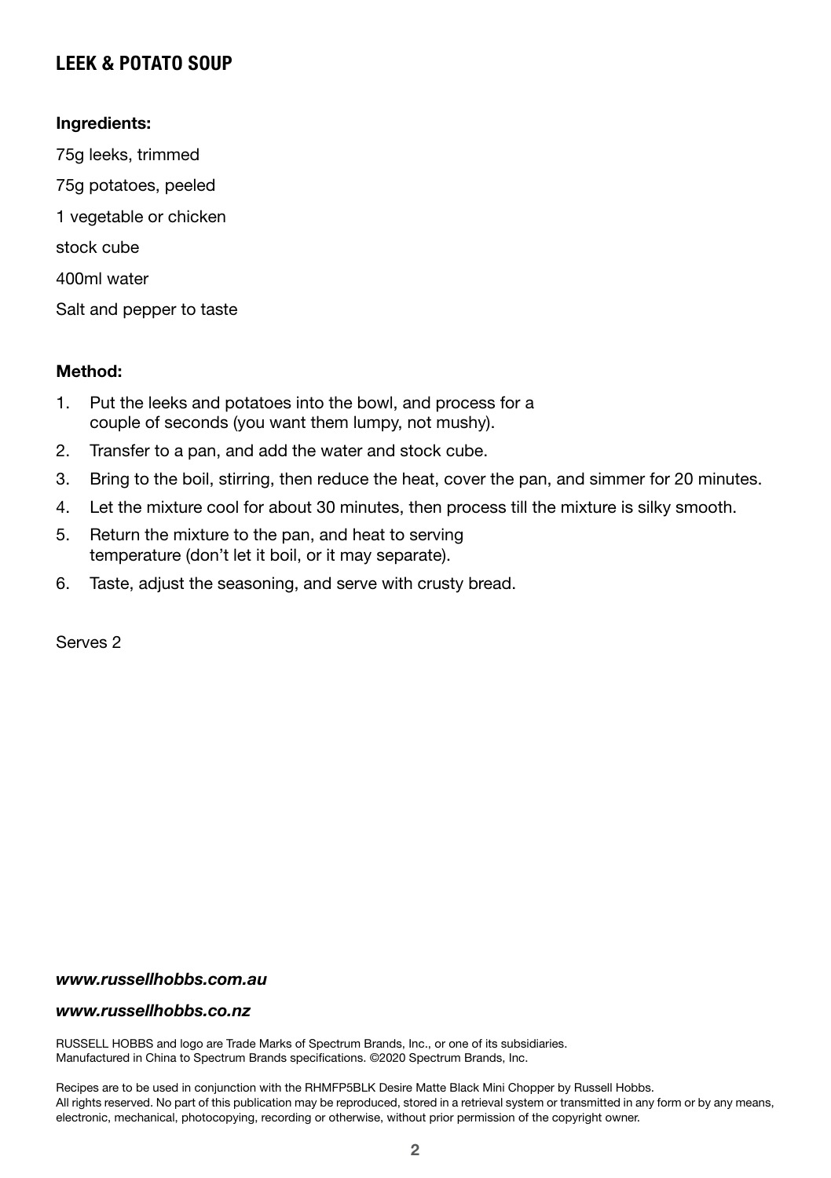## LEEK & POTATO SOUP

**Ingredients:**

75g leeks, trimmed

75g potatoes, peeled

1 vegetable or chicken

stock cube

400ml water

Salt and pepper to taste

**Method:**

1. Put the leeks and potatoes into the bowl, and process for a couple of seconds (you want them lumpy, not mushy).
2. Transfer to a pan, and add the water and stock cube.
3. Bring to the boil, stirring, then reduce the heat, cover the pan, and simmer for 20 minutes.
4. Let the mixture cool for about 30 minutes, then process till the mixture is silky smooth.
5. Return the mixture to the pan, and heat to serving temperature (don't let it boil, or it may separate).
6. Taste, adjust the seasoning, and serve with crusty bread.

Serves 2

***www.russellhobbs.com.au***

***www.russellhobbs.co.nz***

RUSSELL HOBBS and logo are Trade Marks of Spectrum Brands, Inc., or one of its subsidiaries.
Manufactured in China to Spectrum Brands specifications. ©2020 Spectrum Brands, Inc.

Recipes are to be used in conjunction with the RHMFP5BLK Desire Matte Black Mini Chopper by Russell Hobbs.
All rights reserved. No part of this publication may be reproduced, stored in a retrieval system or transmitted in any form or by any means, electronic, mechanical, photocopying, recording or otherwise, without prior permission of the copyright owner.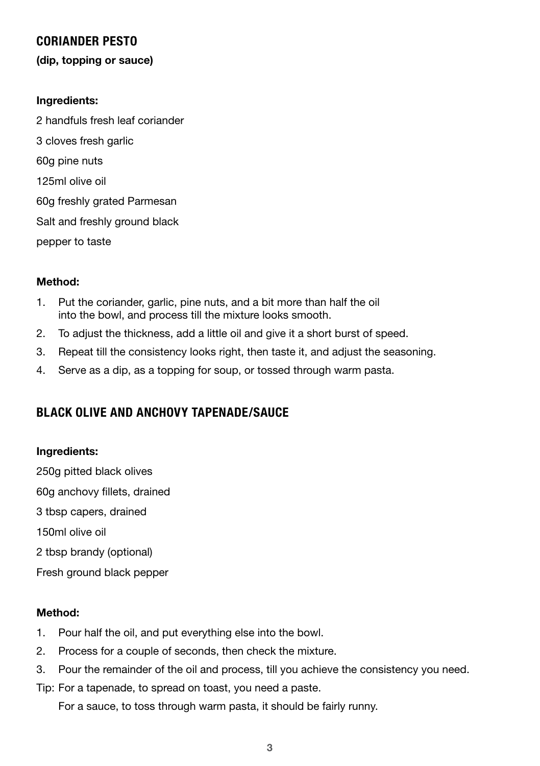## CORIANDER PESTO

**(dip, topping or sauce)**

**Ingredients:**

2 handfuls fresh leaf coriander

3 cloves fresh garlic

60g pine nuts

125ml olive oil

60g freshly grated Parmesan

Salt and freshly ground black pepper to taste

**Method:**

1. Put the coriander, garlic, pine nuts, and a bit more than half the oil into the bowl, and process till the mixture looks smooth.
2. To adjust the thickness, add a little oil and give it a short burst of speed.
3. Repeat till the consistency looks right, then taste it, and adjust the seasoning.
4. Serve as a dip, as a topping for soup, or tossed through warm pasta.

## BLACK OLIVE AND ANCHOVY TAPENADE/SAUCE

**Ingredients:**

250g pitted black olives

60g anchovy fillets, drained

3 tbsp capers, drained

150ml olive oil

2 tbsp brandy (optional)

Fresh ground black pepper

**Method:**

1. Pour half the oil, and put everything else into the bowl.
2. Process for a couple of seconds, then check the mixture.
3. Pour the remainder of the oil and process, till you achieve the consistency you need.

Tip: For a tapenade, to spread on toast, you need a paste.
For a sauce, to toss through warm pasta, it should be fairly runny.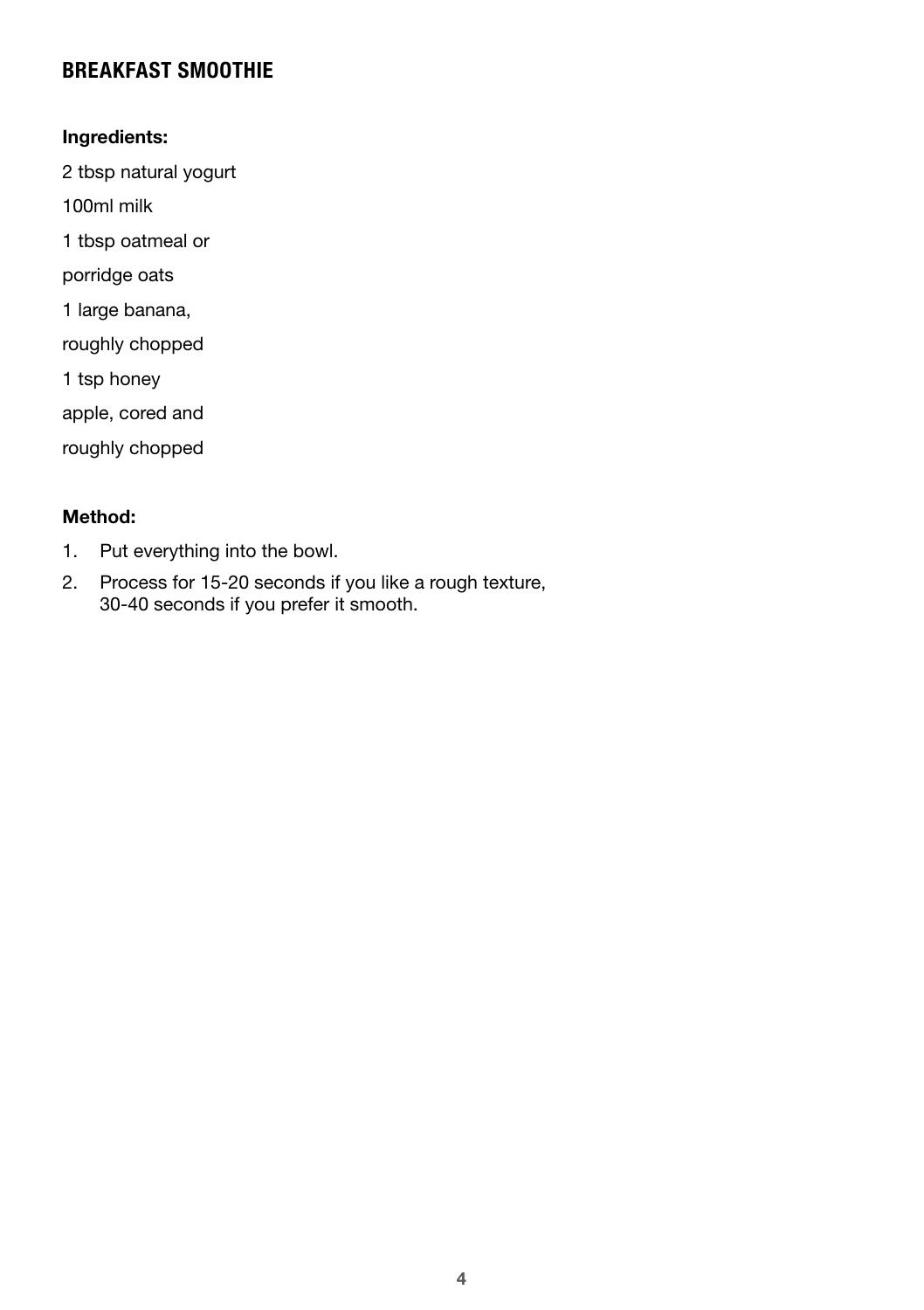## BREAKFAST SMOOTHIE

**Ingredients:**

2 tbsp natural yogurt

100ml milk

1 tbsp oatmeal or

porridge oats

1 large banana,

roughly chopped

1 tsp honey

apple, cored and

roughly chopped

**Method:**

1. Put everything into the bowl.
2. Process for 15-20 seconds if you like a rough texture, 30-40 seconds if you prefer it smooth.